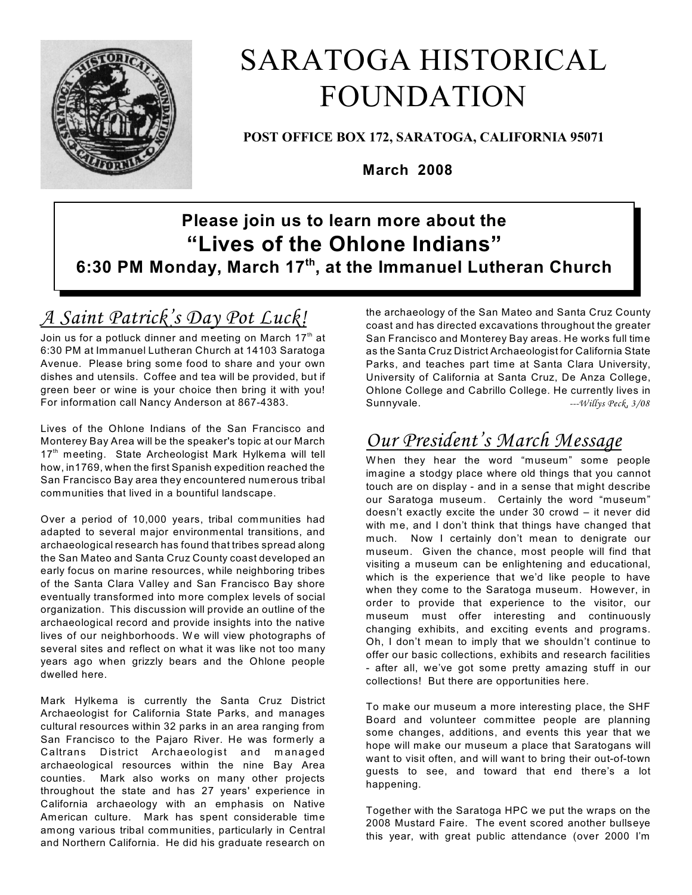# SARATOGA HISTORICAL FOUNDATION

**POST OFFICE BOX 172, SARATOGA, CALIFORNIA 95071**

**March 2008**

**Please join us to learn more about the**

## "Lives of the Ohlone Indians"

**6:30 PM Monday, March 17th, at the Immanuel Lutheran Church**

## *A Saint Patrick's Day Pot Luck!*

Join us for a potluck dinner and meeting on March 17th at 6:30 PM at Immanuel Lutheran Church at 14103 Saratoga Avenue. Please bring some food to share and your own dishes and utensils. Coffee and tea will be provided, but if green beer or wine is your choice then bring it with you! For information call Nancy Anderson at 867-4383.

Lives of the Ohlone Indians of the San Francisco and Monterey Bay Area will be the speaker's topic at our March 17th meeting. State Archeologist Mark Hylkema will tell how, in1769, when the first Spanish expedition reached the San Francisco Bay area they encountered numerous tribal communities that lived in a bountiful landscape.

Over a period of 10,000 years, tribal communities had adapted to several major environmental transitions, and archaeological research has found that tribes spread along the San Mateo and Santa Cruz County coast developed an early focus on marine resources, while neighboring tribes of the Santa Clara Valley and San Francisco Bay shore eventually transformed into more complex levels of social organization. This discussion will provide an outline of the archaeological record and provide insights into the native lives of our neighborhoods. We will view photographs of several sites and reflect on what it was like not too many years ago when grizzly bears and the Ohlone people dwelled here.

Mark Hylkema is currently the Santa Cruz District Archaeologist for California State Parks, and manages cultural resources within 32 parks in an area ranging from San Francisco to the Pajaro River. He was formerly a Caltrans District Archaeologist and managed archaeological resources within the nine Bay Area counties. Mark also works on many other projects throughout the state and has 27 years' experience in California archaeology with an emphasis on Native American culture. Mark has spent considerable time among various tribal communities, particularly in Central and Northern California. He did his graduate research on the archaeology of the San Mateo and Santa Cruz County coast and has directed excavations throughout the greater San Francisco and Monterey Bay areas. He works full time as the Santa Cruz District Archaeologist for California State Parks, and teaches part time at Santa Clara University, University of California at Santa Cruz, De Anza College, Ohlone College and Cabrillo College. He currently lives in Sunnyvale. *---Willys Peck, 3/08*

## *Our President's March Message*

When they hear the word "museum" some people imagine a stodgy place where old things that you cannot touch are on display - and in a sense that might describe our Saratoga museum. Certainly the word "museum" doesn't exactly excite the under 30 crowd – it never did with me, and I don't think that things have changed that much. Now I certainly don't mean to denigrate our museum. Given the chance, most people will find that visiting a museum can be enlightening and educational, which is the experience that we'd like people to have when they come to the Saratoga museum. However, in order to provide that experience to the visitor, our museum must offer interesting and continuously changing exhibits, and exciting events and programs. Oh, I don't mean to imply that we shouldn't continue to offer our basic collections, exhibits and research facilities - after all, we've got some pretty amazing stuff in our collections! But there are opportunities here.

To make our museum a more interesting place, the SHF Board and volunteer committee people are planning some changes, additions, and events this year that we hope will make our museum a place that Saratogans will want to visit often, and will want to bring their out-of-town guests to see, and toward that end there's a lot happening.

Together with the Saratoga HPC we put the wraps on the 2008 Mustard Faire. The event scored another bullseye this year, with great public attendance (over 2000 I'm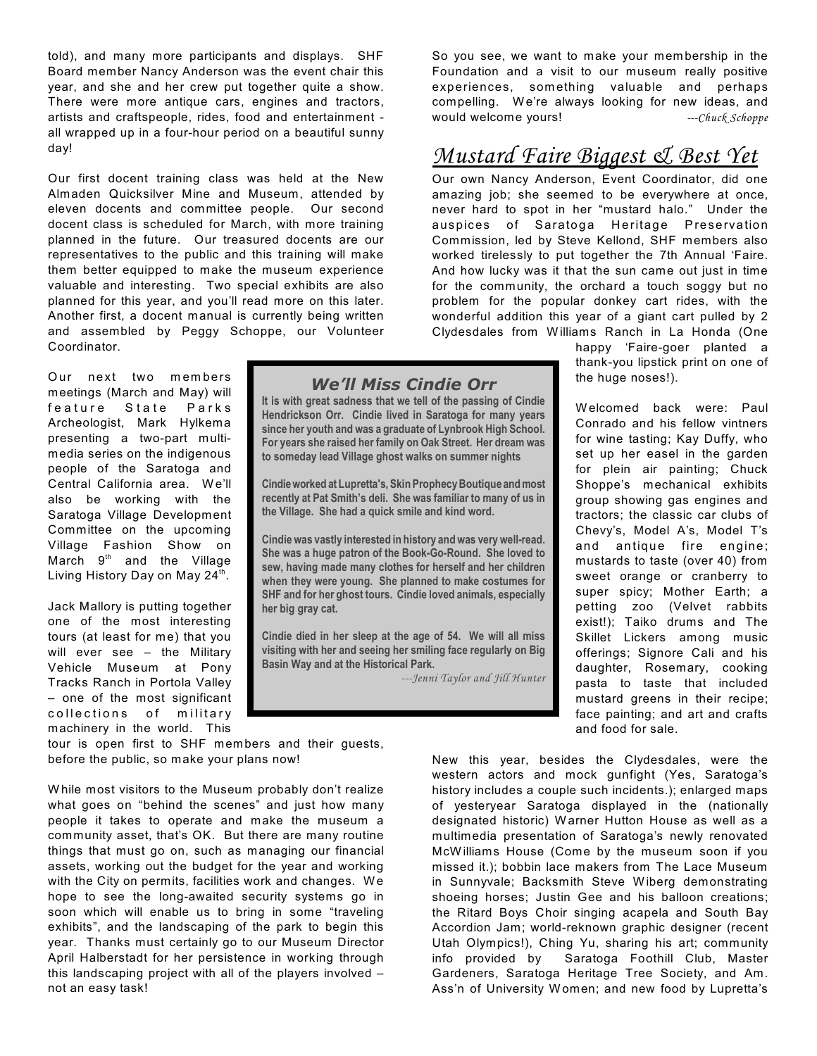told), and many more participants and displays. SHF Board member Nancy Anderson was the event chair this year, and she and her crew put together quite a show. There were more antique cars, engines and tractors, artists and craftspeople, rides, food and entertainment - all wrapped up in a four-hour period on a beautiful sunny day!

Our first docent training class was held at the New Almaden Quicksilver Mine and Museum, attended by eleven docents and committee people. Our second docent class is scheduled for March, with more training planned in the future. Our treasured docents are our representatives to the public and this training will make them better equipped to make the museum experience valuable and interesting. Two special exhibits are also planned for this year, and you'll read more on this later. Another first, a docent manual is currently being written and assembled by Peggy Schoppe, our Volunteer Coordinator.

Our next two members meetings (March and May) will feature State Parks Archeologist, Mark Hylkema presenting a two-part multi-media series on the indigenous people of the Saratoga and Central California area. We'll also be working with the Saratoga Village Development Committee on the upcoming Village Fashion Show on March 9th and the Village Living History Day on May 24th.

Jack Mallory is putting together one of the most interesting tours (at least for me) that you will ever see – the Military Vehicle Museum at Pony Tracks Ranch in Portola Valley – one of the most significant collections of military machinery in the world. This tour is open first to SHF members and their guests, before the public, so make your plans now!

While most visitors to the Museum probably don't realize what goes on "behind the scenes" and just how many people it takes to operate and make the museum a community asset, that's OK. But there are many routine things that must go on, such as managing our financial assets, working out the budget for the year and working with the City on permits, facilities work and changes. We hope to see the long-awaited security systems go in soon which will enable us to bring in some "traveling exhibits", and the landscaping of the park to begin this year. Thanks must certainly go to our Museum Director April Halberstadt for her persistence in working through this landscaping project with all of the players involved – not an easy task!

So you see, we want to make your membership in the Foundation and a visit to our museum really positive experiences, something valuable and perhaps compelling. We're always looking for new ideas, and would welcome yours!

*---Chuck Schoppe*

### We'll Miss Cindie Orr

**It is with great sadness that we tell of the passing of Cindie Hendrickson Orr. Cindie lived in Saratoga for many years since her youth and was a graduate of Lynbrook High School. For years she raised her family on Oak Street. Her dream was to someday lead Village ghost walks on summer nights**

**Cindie worked at Lupretta's, Skin Prophecy Boutique and most recently at Pat Smith's deli. She was familiar to many of us in the Village. She had a quick smile and kind word.**

**Cindie was vastly interested in history and was very well-read. She was a huge patron of the Book-Go-Round. She loved to sew, having made many clothes for herself and her children when they were young. She planned to make costumes for SHF and for her ghost tours. Cindie loved animals, especially her big gray cat.**

**Cindie died in her sleep at the age of 54. We will all miss visiting with her and seeing her smiling face regularly on Big Basin Way and at the Historical Park.**

*---Jenni Taylor and Jill Hunter*

## Mustard Faire Biggest & Best Yet

Our own Nancy Anderson, Event Coordinator, did one amazing job; she seemed to be everywhere at once, never hard to spot in her "mustard halo." Under the auspices of Saratoga Heritage Preservation Commission, led by Steve Kellond, SHF members also worked tirelessly to put together the 7th Annual 'Faire. And how lucky was it that the sun came out just in time for the community, the orchard a touch soggy but no problem for the popular donkey cart rides, with the wonderful addition this year of a giant cart pulled by 2 Clydesdales from Williams Ranch in La Honda (One happy 'Faire-goer planted a thank-you lipstick print on one of the huge noses!).

Welcomed back were: Paul Conrado and his fellow vintners for wine tasting; Kay Duffy, who set up her easel in the garden for plein air painting; Chuck Shoppe's mechanical exhibits group showing gas engines and tractors; the classic car clubs of Chevy's, Model A's, Model T's and antique fire engine; mustards to taste (over 40) from sweet orange or cranberry to super spicy; Mother Earth; a petting zoo (Velvet rabbits exist!); Taiko drums and The Skillet Lickers among music offerings; Signore Cali and his daughter, Rosemary, cooking pasta to taste that included mustard greens in their recipe; face painting; and art and crafts and food for sale.

New this year, besides the Clydesdales, were the western actors and mock gunfight (Yes, Saratoga's history includes a couple such incidents.); enlarged maps of yesteryear Saratoga displayed in the (nationally designated historic) Warner Hutton House as well as a multimedia presentation of Saratoga's newly renovated McWilliams House (Come by the museum soon if you missed it.); bobbin lace makers from The Lace Museum in Sunnyvale; Backsmith Steve Wiberg demonstrating shoeing horses; Justin Gee and his balloon creations; the Ritard Boys Choir singing acapela and South Bay Accordion Jam; world-reknown graphic designer (recent Utah Olympics!), Ching Yu, sharing his art; community info provided by Saratoga Foothill Club, Master Gardeners, Saratoga Heritage Tree Society, and Am. Ass'n of University Women; and new food by Lupretta's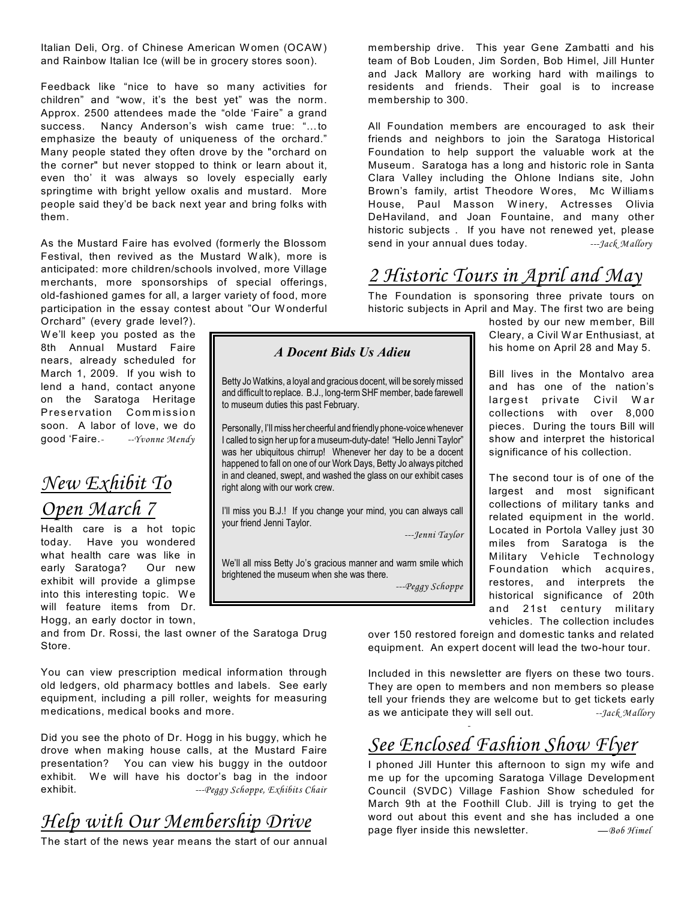Italian Deli, Org. of Chinese American Women (OCAW) and Rainbow Italian Ice (will be in grocery stores soon).

Feedback like "nice to have so many activities for children" and "wow, it's the best yet" was the norm. Approx. 2500 attendees made the "olde 'Faire" a grand success. Nancy Anderson's wish came true: "…to emphasize the beauty of uniqueness of the orchard." Many people stated they often drove by the "orchard on the corner" but never stopped to think or learn about it, even tho' it was always so lovely especially early springtime with bright yellow oxalis and mustard. More people said they'd be back next year and bring folks with them.

As the Mustard Faire has evolved (formerly the Blossom Festival, then revived as the Mustard Walk), more is anticipated: more children/schools involved, more Village merchants, more sponsorships of special offerings, old-fashioned games for all, a larger variety of food, more participation in the essay contest about "Our Wonderful Orchard" (every grade level?). We'll keep you posted as the 8th Annual Mustard Faire nears, already scheduled for March 1, 2009. If you wish to lend a hand, contact anyone on the Saratoga Heritage Preservation Commission soon. A labor of love, we do good 'Faire.- *--Yvonne Mendy*

## New Exhibit To Open March 7

Health care is a hot topic today. Have you wondered what health care was like in early Saratoga? Our new exhibit will provide a glimpse into this interesting topic. We will feature items from Dr. Hogg, an early doctor in town, and from Dr. Rossi, the last owner of the Saratoga Drug Store.

You can view prescription medical information through old ledgers, old pharmacy bottles and labels. See early equipment, including a pill roller, weights for measuring medications, medical books and more.

Did you see the photo of Dr. Hogg in his buggy, which he drove when making house calls, at the Mustard Faire presentation? You can view his buggy in the outdoor exhibit. We will have his doctor's bag in the indoor exhibit. *---Peggy Schoppe, Exhibits Chair*

## Help with Our Membership Drive

The start of the news year means the start of our annual membership drive. This year Gene Zambatti and his team of Bob Louden, Jim Sorden, Bob Himel, Jill Hunter and Jack Mallory are working hard with mailings to residents and friends. Their goal is to increase membership to 300.

All Foundation members are encouraged to ask their friends and neighbors to join the Saratoga Historical Foundation to help support the valuable work at the Museum. Saratoga has a long and historic role in Santa Clara Valley including the Ohlone Indians site, John Brown's family, artist Theodore Wores, Mc Williams House, Paul Masson Winery, Actresses Olivia DeHaviland, and Joan Fountaine, and many other historic subjects . If you have not renewed yet, please send in your annual dues today. *---Jack Mallory*

### A Docent Bids Us Adieu

Betty Jo Watkins, a loyal and gracious docent, will be sorely missed and difficult to replace. B.J., long-term SHF member, bade farewell to museum duties this past February.

Personally, I'll miss her cheerful and friendly phone-voice whenever I called to sign her up for a museum-duty-date! "Hello Jenni Taylor" was her ubiquitous chirrup! Whenever her day to be a docent happened to fall on one of our Work Days, Betty Jo always pitched in and cleaned, swept, and washed the glass on our exhibit cases right along with our work crew.

I'll miss you B.J.! If you change your mind, you can always call your friend Jenni Taylor.

*---Jenni Taylor*

We'll all miss Betty Jo's gracious manner and warm smile which brightened the museum when she was there.

*---Peggy Schoppe*

## 2 Historic Tours in April and May

The Foundation is sponsoring three private tours on historic subjects in April and May. The first two are being hosted by our new member, Bill Cleary, a Civil War Enthusiast, at his home on April 28 and May 5.

Bill lives in the Montalvo area and has one of the nation's largest private Civil War collections with over 8,000 pieces. During the tours Bill will show and interpret the historical significance of his collection.

The second tour is of one of the largest and most significant collections of military tanks and related equipment in the world. Located in Portola Valley just 30 miles from Saratoga is the Military Vehicle Technology Foundation which acquires, restores, and interprets the historical significance of 20th and 21st century military vehicles. The collection includes over 150 restored foreign and domestic tanks and related equipment. An expert docent will lead the two-hour tour.

Included in this newsletter are flyers on these two tours. They are open to members and non members so please tell your friends they are welcome but to get tickets early as we anticipate they will sell out. *--Jack Mallory*

## See Enclosed Fashion Show Flyer

I phoned Jill Hunter this afternoon to sign my wife and me up for the upcoming Saratoga Village Development Council (SVDC) Village Fashion Show scheduled for March 9th at the Foothill Club. Jill is trying to get the word out about this event and she has included a one page flyer inside this newsletter. *—Bob Himel*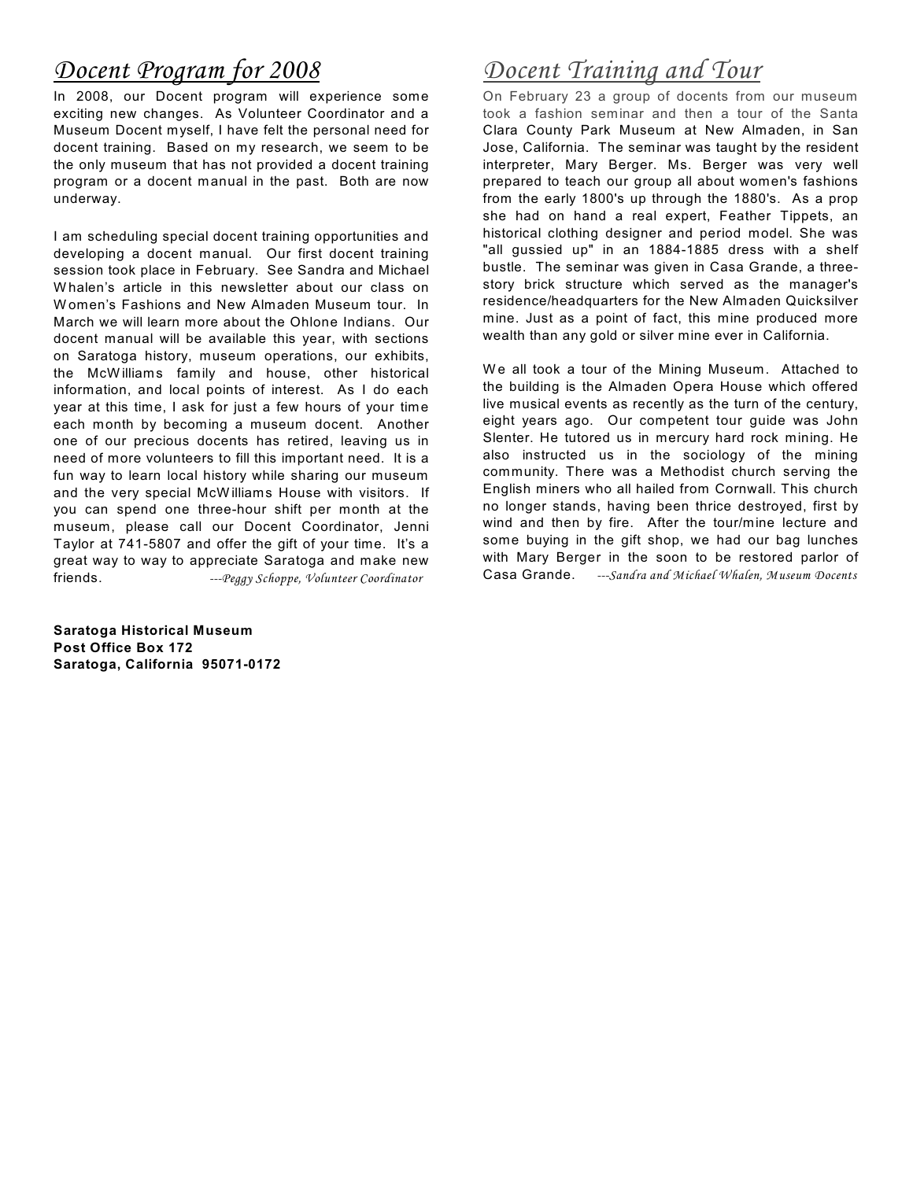# *Docent Program for 2008*

In 2008, our Docent program will experience some exciting new changes. As Volunteer Coordinator and a Museum Docent myself, I have felt the personal need for docent training. Based on my research, we seem to be the only museum that has not provided a docent training program or a docent manual in the past. Both are now underway.

I am scheduling special docent training opportunities and developing a docent manual. Our first docent training session took place in February. See Sandra and Michael Whalen's article in this newsletter about our class on Women's Fashions and New Almaden Museum tour. In March we will learn more about the Ohlone Indians. Our docent manual will be available this year, with sections on Saratoga history, museum operations, our exhibits, the McWilliams family and house, other historical information, and local points of interest. As I do each year at this time, I ask for just a few hours of your time each month by becoming a museum docent. Another one of our precious docents has retired, leaving us in need of more volunteers to fill this important need. It is a fun way to learn local history while sharing our museum and the very special McWilliams House with visitors. If you can spend one three-hour shift per month at the museum, please call our Docent Coordinator, Jenni Taylor at 741-5807 and offer the gift of your time. It's a great way to way to appreciate Saratoga and make new friends. *---Peggy Schoppe, Volunteer Coordinator*

# *Docent Training and Tour*

On February 23 a group of docents from our museum took a fashion seminar and then a tour of the Santa Clara County Park Museum at New Almaden, in San Jose, California. The seminar was taught by the resident interpreter, Mary Berger. Ms. Berger was very well prepared to teach our group all about women's fashions from the early 1800's up through the 1880's. As a prop she had on hand a real expert, Feather Tippets, an historical clothing designer and period model. She was "all gussied up" in an 1884-1885 dress with a shelf bustle. The seminar was given in Casa Grande, a three-story brick structure which served as the manager's residence/headquarters for the New Almaden Quicksilver mine. Just as a point of fact, this mine produced more wealth than any gold or silver mine ever in California.

We all took a tour of the Mining Museum. Attached to the building is the Almaden Opera House which offered live musical events as recently as the turn of the century, eight years ago. Our competent tour guide was John Slenter. He tutored us in mercury hard rock mining. He also instructed us in the sociology of the mining community. There was a Methodist church serving the English miners who all hailed from Cornwall. This church no longer stands, having been thrice destroyed, first by wind and then by fire. After the tour/mine lecture and some buying in the gift shop, we had our bag lunches with Mary Berger in the soon to be restored parlor of Casa Grande. *---Sandra and Michael Whalen, Museum Docents*

**Saratoga Historical Museum**
**Post Office Box 172**
**Saratoga, California 95071-0172**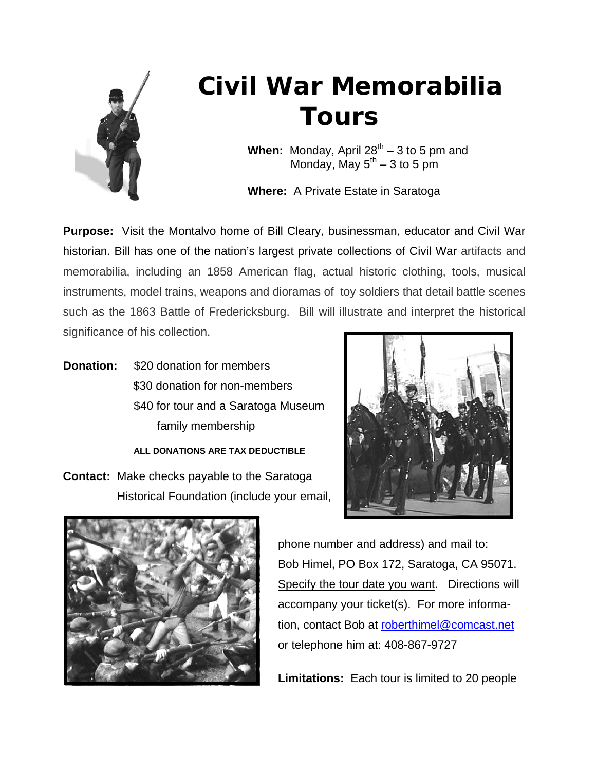# Civil War Memorabilia Tours

**When:** Monday, April 28th – 3 to 5 pm and
Monday, May 5th – 3 to 5 pm

**Where:** A Private Estate in Saratoga

**Purpose:** Visit the Montalvo home of Bill Cleary, businessman, educator and Civil War historian. Bill has one of the nation's largest private collections of Civil War artifacts and memorabilia, including an 1858 American flag, actual historic clothing, tools, musical instruments, model trains, weapons and dioramas of toy soldiers that detail battle scenes such as the 1863 Battle of Fredericksburg. Bill will illustrate and interpret the historical significance of his collection.

**Donation:** $20 donation for members
$30 donation for non-members
$40 for tour and a Saratoga Museum family membership

**ALL DONATIONS ARE TAX DEDUCTIBLE**

**Contact:** Make checks payable to the Saratoga Historical Foundation (include your email, phone number and address) and mail to:
Bob Himel, PO Box 172, Saratoga, CA 95071.
Specify the tour date you want. Directions will accompany your ticket(s). For more information, contact Bob at roberthimel@comcast.net or telephone him at: 408-867-9727

**Limitations:** Each tour is limited to 20 people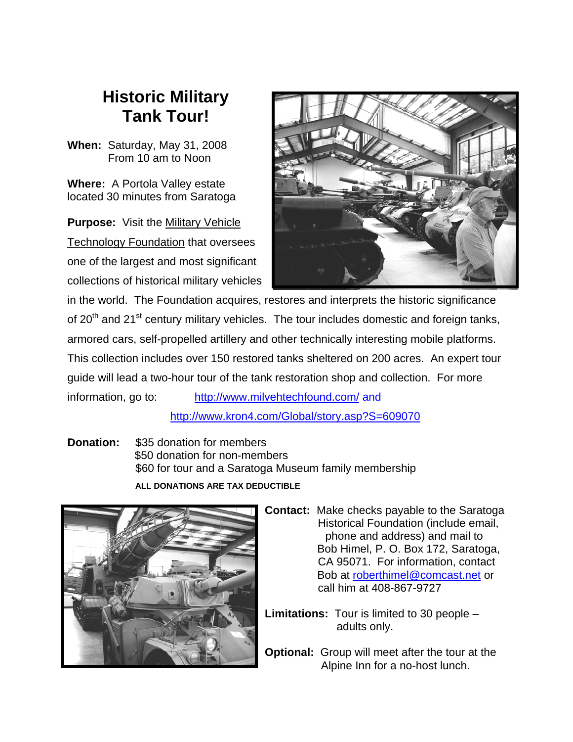# Historic Military Tank Tour!

**When:** Saturday, May 31, 2008
From 10 am to Noon

**Where:** A Portola Valley estate located 30 minutes from Saratoga

**Purpose:** Visit the Military Vehicle Technology Foundation that oversees one of the largest and most significant collections of historical military vehicles in the world. The Foundation acquires, restores and interprets the historic significance of 20th and 21st century military vehicles. The tour includes domestic and foreign tanks, armored cars, self-propelled artillery and other technically interesting mobile platforms. This collection includes over 150 restored tanks sheltered on 200 acres. An expert tour guide will lead a two-hour tour of the tank restoration shop and collection. For more information, go to: http://www.milvehtechfound.com/ and http://www.kron4.com/Global/story.asp?S=609070

**Donation:** $35 donation for members
$50 donation for non-members
$60 for tour and a Saratoga Museum family membership

**ALL DONATIONS ARE TAX DEDUCTIBLE**

**Contact:** Make checks payable to the Saratoga Historical Foundation (include email, phone and address) and mail to Bob Himel, P. O. Box 172, Saratoga, CA 95071. For information, contact Bob at roberthimel@comcast.net or call him at 408-867-9727

**Limitations:** Tour is limited to 30 people – adults only.

**Optional:** Group will meet after the tour at the Alpine Inn for a no-host lunch.